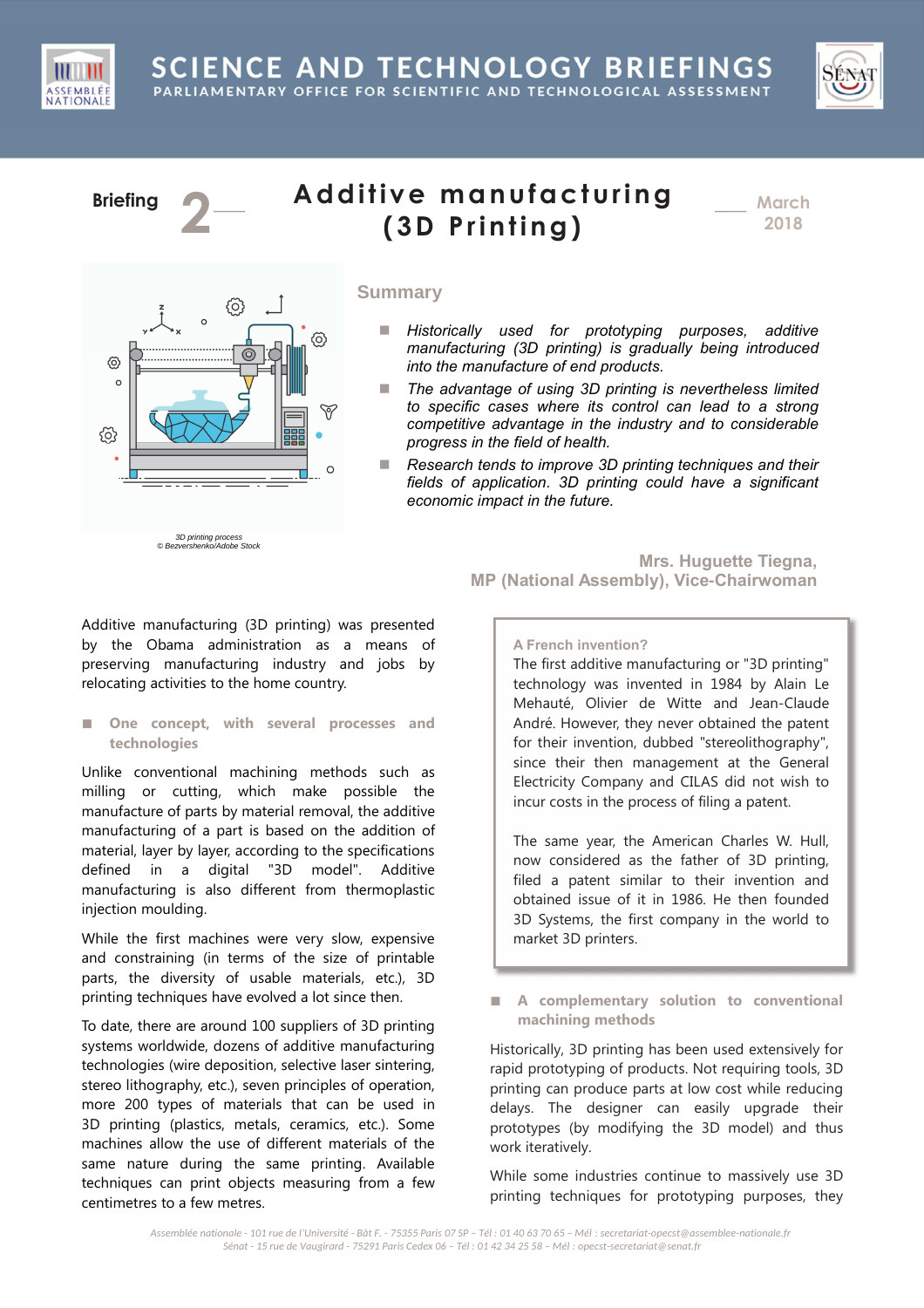# SCIENCE AND TECHNOLOGY BRIEFINGS

PARLIAMENTARY OFFICE FOR SCIENTIFIC AND TECHNOLOGICAL ASSESSMENT

**Briefing 2** — March 2018

# Additive manufacturing (3D Printing)

3D printing process
© Bezvershenko/Adobe Stock

## Summary

- *Historically used for prototyping purposes, additive manufacturing (3D printing) is gradually being introduced into the manufacture of end products.*
- *The advantage of using 3D printing is nevertheless limited to specific cases where its control can lead to a strong competitive advantage in the industry and to considerable progress in the field of health.*
- *Research tends to improve 3D printing techniques and their fields of application. 3D printing could have a significant economic impact in the future.*

**Mrs. Huguette Tiegna, MP (National Assembly), Vice-Chairwoman**

Additive manufacturing (3D printing) was presented by the Obama administration as a means of preserving manufacturing industry and jobs by relocating activities to the home country.

### One concept, with several processes and technologies

Unlike conventional machining methods such as milling or cutting, which make possible the manufacture of parts by material removal, the additive manufacturing of a part is based on the addition of material, layer by layer, according to the specifications defined in a digital "3D model". Additive manufacturing is also different from thermoplastic injection moulding.

While the first machines were very slow, expensive and constraining (in terms of the size of printable parts, the diversity of usable materials, etc.), 3D printing techniques have evolved a lot since then.

To date, there are around 100 suppliers of 3D printing systems worldwide, dozens of additive manufacturing technologies (wire deposition, selective laser sintering, stereo lithography, etc.), seven principles of operation, more 200 types of materials that can be used in 3D printing (plastics, metals, ceramics, etc.). Some machines allow the use of different materials of the same nature during the same printing. Available techniques can print objects measuring from a few centimetres to a few metres.

> **A French invention?**
>
> The first additive manufacturing or "3D printing" technology was invented in 1984 by Alain Le Mehauté, Olivier de Witte and Jean-Claude André. However, they never obtained the patent for their invention, dubbed "stereolithography", since their then management at the General Electricity Company and CILAS did not wish to incur costs in the process of filing a patent.
>
> The same year, the American Charles W. Hull, now considered as the father of 3D printing, filed a patent similar to their invention and obtained issue of it in 1986. He then founded 3D Systems, the first company in the world to market 3D printers.

### A complementary solution to conventional machining methods

Historically, 3D printing has been used extensively for rapid prototyping of products. Not requiring tools, 3D printing can produce parts at low cost while reducing delays. The designer can easily upgrade their prototypes (by modifying the 3D model) and thus work iteratively.

While some industries continue to massively use 3D printing techniques for prototyping purposes, they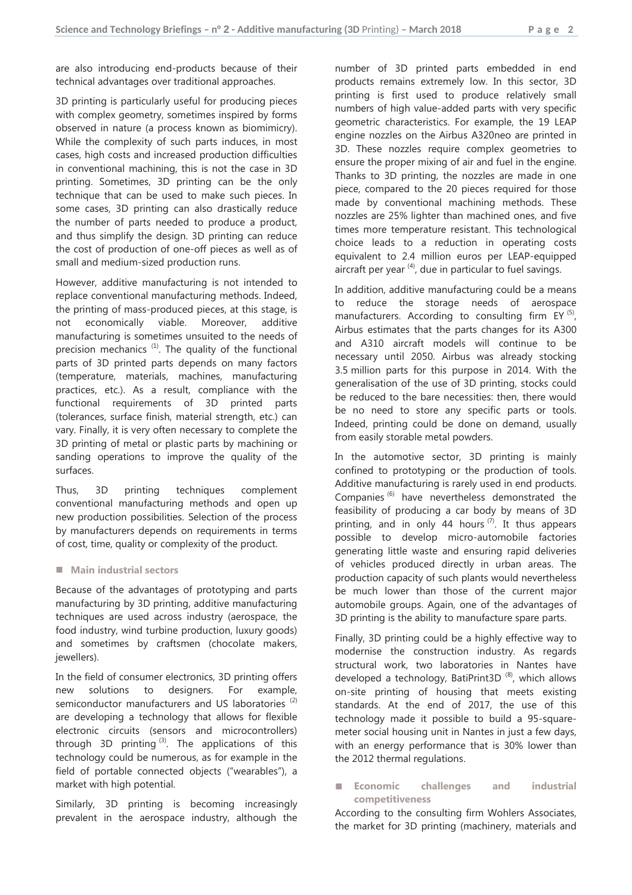are also introducing end-products because of their technical advantages over traditional approaches.

3D printing is particularly useful for producing pieces with complex geometry, sometimes inspired by forms observed in nature (a process known as biomimicry). While the complexity of such parts induces, in most cases, high costs and increased production difficulties in conventional machining, this is not the case in 3D printing. Sometimes, 3D printing can be the only technique that can be used to make such pieces. In some cases, 3D printing can also drastically reduce the number of parts needed to produce a product, and thus simplify the design. 3D printing can reduce the cost of production of one-off pieces as well as of small and medium-sized production runs.

However, additive manufacturing is not intended to replace conventional manufacturing methods. Indeed, the printing of mass-produced pieces, at this stage, is not economically viable. Moreover, additive manufacturing is sometimes unsuited to the needs of precision mechanics [1]. The quality of the functional parts of 3D printed parts depends on many factors (temperature, materials, machines, manufacturing practices, etc.). As a result, compliance with the functional requirements of 3D printed parts (tolerances, surface finish, material strength, etc.) can vary. Finally, it is very often necessary to complete the 3D printing of metal or plastic parts by machining or sanding operations to improve the quality of the surfaces.

Thus, 3D printing techniques complement conventional manufacturing methods and open up new production possibilities. Selection of the process by manufacturers depends on requirements in terms of cost, time, quality or complexity of the product.

## Main industrial sectors

Because of the advantages of prototyping and parts manufacturing by 3D printing, additive manufacturing techniques are used across industry (aerospace, the food industry, wind turbine production, luxury goods) and sometimes by craftsmen (chocolate makers, jewellers).

In the field of consumer electronics, 3D printing offers new solutions to designers. For example, semiconductor manufacturers and US laboratories [2] are developing a technology that allows for flexible electronic circuits (sensors and microcontrollers) through 3D printing [3]. The applications of this technology could be numerous, as for example in the field of portable connected objects ("wearables"), a market with high potential.

Similarly, 3D printing is becoming increasingly prevalent in the aerospace industry, although the number of 3D printed parts embedded in end products remains extremely low. In this sector, 3D printing is first used to produce relatively small numbers of high value-added parts with very specific geometric characteristics. For example, the 19 LEAP engine nozzles on the Airbus A320neo are printed in 3D. These nozzles require complex geometries to ensure the proper mixing of air and fuel in the engine. Thanks to 3D printing, the nozzles are made in one piece, compared to the 20 pieces required for those made by conventional machining methods. These nozzles are 25% lighter than machined ones, and five times more temperature resistant. This technological choice leads to a reduction in operating costs equivalent to 2.4 million euros per LEAP-equipped aircraft per year [4], due in particular to fuel savings.

In addition, additive manufacturing could be a means to reduce the storage needs of aerospace manufacturers. According to consulting firm EY [5], Airbus estimates that the parts changes for its A300 and A310 aircraft models will continue to be necessary until 2050. Airbus was already stocking 3.5 million parts for this purpose in 2014. With the generalisation of the use of 3D printing, stocks could be reduced to the bare necessities: then, there would be no need to store any specific parts or tools. Indeed, printing could be done on demand, usually from easily storable metal powders.

In the automotive sector, 3D printing is mainly confined to prototyping or the production of tools. Additive manufacturing is rarely used in end products. Companies [6] have nevertheless demonstrated the feasibility of producing a car body by means of 3D printing, and in only 44 hours [7]. It thus appears possible to develop micro-automobile factories generating little waste and ensuring rapid deliveries of vehicles produced directly in urban areas. The production capacity of such plants would nevertheless be much lower than those of the current major automobile groups. Again, one of the advantages of 3D printing is the ability to manufacture spare parts.

Finally, 3D printing could be a highly effective way to modernise the construction industry. As regards structural work, two laboratories in Nantes have developed a technology, BatiPrint3D [8], which allows on-site printing of housing that meets existing standards. At the end of 2017, the use of this technology made it possible to build a 95-square-meter social housing unit in Nantes in just a few days, with an energy performance that is 30% lower than the 2012 thermal regulations.

## Economic challenges and industrial competitiveness

According to the consulting firm Wohlers Associates, the market for 3D printing (machinery, materials and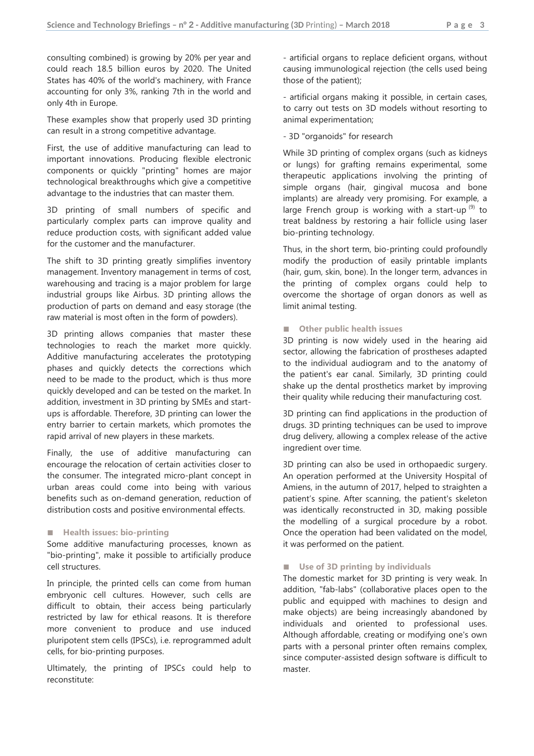consulting combined) is growing by 20% per year and could reach 18.5 billion euros by 2020. The United States has 40% of the world's machinery, with France accounting for only 3%, ranking 7th in the world and only 4th in Europe.

These examples show that properly used 3D printing can result in a strong competitive advantage.

First, the use of additive manufacturing can lead to important innovations. Producing flexible electronic components or quickly "printing" homes are major technological breakthroughs which give a competitive advantage to the industries that can master them.

3D printing of small numbers of specific and particularly complex parts can improve quality and reduce production costs, with significant added value for the customer and the manufacturer.

The shift to 3D printing greatly simplifies inventory management. Inventory management in terms of cost, warehousing and tracing is a major problem for large industrial groups like Airbus. 3D printing allows the production of parts on demand and easy storage (the raw material is most often in the form of powders).

3D printing allows companies that master these technologies to reach the market more quickly. Additive manufacturing accelerates the prototyping phases and quickly detects the corrections which need to be made to the product, which is thus more quickly developed and can be tested on the market. In addition, investment in 3D printing by SMEs and start-ups is affordable. Therefore, 3D printing can lower the entry barrier to certain markets, which promotes the rapid arrival of new players in these markets.

Finally, the use of additive manufacturing can encourage the relocation of certain activities closer to the consumer. The integrated micro-plant concept in urban areas could come into being with various benefits such as on-demand generation, reduction of distribution costs and positive environmental effects.

### Health issues: bio-printing

Some additive manufacturing processes, known as "bio-printing", make it possible to artificially produce cell structures.

In principle, the printed cells can come from human embryonic cell cultures. However, such cells are difficult to obtain, their access being particularly restricted by law for ethical reasons. It is therefore more convenient to produce and use induced pluripotent stem cells (IPSCs), i.e. reprogrammed adult cells, for bio-printing purposes.

Ultimately, the printing of IPSCs could help to reconstitute:

- artificial organs to replace deficient organs, without causing immunological rejection (the cells used being those of the patient);
- artificial organs making it possible, in certain cases, to carry out tests on 3D models without resorting to animal experimentation;
- 3D "organoids" for research

While 3D printing of complex organs (such as kidneys or lungs) for grafting remains experimental, some therapeutic applications involving the printing of simple organs (hair, gingival mucosa and bone implants) are already very promising. For example, a large French group is working with a start-up [9] to treat baldness by restoring a hair follicle using laser bio-printing technology.

Thus, in the short term, bio-printing could profoundly modify the production of easily printable implants (hair, gum, skin, bone). In the longer term, advances in the printing of complex organs could help to overcome the shortage of organ donors as well as limit animal testing.

### Other public health issues

3D printing is now widely used in the hearing aid sector, allowing the fabrication of prostheses adapted to the individual audiogram and to the anatomy of the patient's ear canal. Similarly, 3D printing could shake up the dental prosthetics market by improving their quality while reducing their manufacturing cost.

3D printing can find applications in the production of drugs. 3D printing techniques can be used to improve drug delivery, allowing a complex release of the active ingredient over time.

3D printing can also be used in orthopaedic surgery. An operation performed at the University Hospital of Amiens, in the autumn of 2017, helped to straighten a patient's spine. After scanning, the patient's skeleton was identically reconstructed in 3D, making possible the modelling of a surgical procedure by a robot. Once the operation had been validated on the model, it was performed on the patient.

### Use of 3D printing by individuals

The domestic market for 3D printing is very weak. In addition, "fab-labs" (collaborative places open to the public and equipped with machines to design and make objects) are being increasingly abandoned by individuals and oriented to professional uses. Although affordable, creating or modifying one's own parts with a personal printer often remains complex, since computer-assisted design software is difficult to master.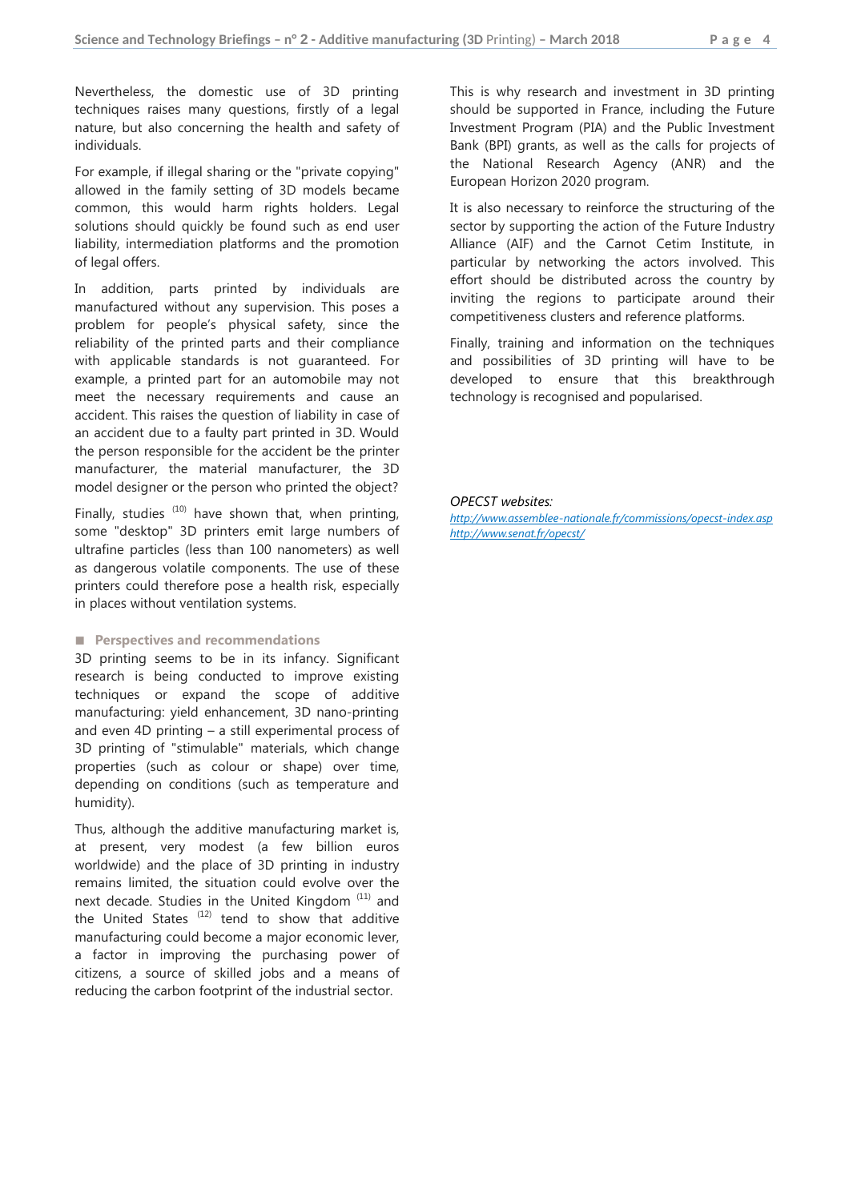Nevertheless, the domestic use of 3D printing techniques raises many questions, firstly of a legal nature, but also concerning the health and safety of individuals.

For example, if illegal sharing or the "private copying" allowed in the family setting of 3D models became common, this would harm rights holders. Legal solutions should quickly be found such as end user liability, intermediation platforms and the promotion of legal offers.

In addition, parts printed by individuals are manufactured without any supervision. This poses a problem for people's physical safety, since the reliability of the printed parts and their compliance with applicable standards is not guaranteed. For example, a printed part for an automobile may not meet the necessary requirements and cause an accident. This raises the question of liability in case of an accident due to a faulty part printed in 3D. Would the person responsible for the accident be the printer manufacturer, the material manufacturer, the 3D model designer or the person who printed the object?

Finally, studies [10] have shown that, when printing, some "desktop" 3D printers emit large numbers of ultrafine particles (less than 100 nanometers) as well as dangerous volatile components. The use of these printers could therefore pose a health risk, especially in places without ventilation systems.

## ■ Perspectives and recommendations

3D printing seems to be in its infancy. Significant research is being conducted to improve existing techniques or expand the scope of additive manufacturing: yield enhancement, 3D nano-printing and even 4D printing – a still experimental process of 3D printing of "stimulable" materials, which change properties (such as colour or shape) over time, depending on conditions (such as temperature and humidity).

Thus, although the additive manufacturing market is, at present, very modest (a few billion euros worldwide) and the place of 3D printing in industry remains limited, the situation could evolve over the next decade. Studies in the United Kingdom [11] and the United States [12] tend to show that additive manufacturing could become a major economic lever, a factor in improving the purchasing power of citizens, a source of skilled jobs and a means of reducing the carbon footprint of the industrial sector.

This is why research and investment in 3D printing should be supported in France, including the Future Investment Program (PIA) and the Public Investment Bank (BPI) grants, as well as the calls for projects of the National Research Agency (ANR) and the European Horizon 2020 program.

It is also necessary to reinforce the structuring of the sector by supporting the action of the Future Industry Alliance (AIF) and the Carnot Cetim Institute, in particular by networking the actors involved. This effort should be distributed across the country by inviting the regions to participate around their competitiveness clusters and reference platforms.

Finally, training and information on the techniques and possibilities of 3D printing will have to be developed to ensure that this breakthrough technology is recognised and popularised.

*OPECST websites:*

*http://www.assemblee-nationale.fr/commissions/opecst-index.asp*
*http://www.senat.fr/opecst/*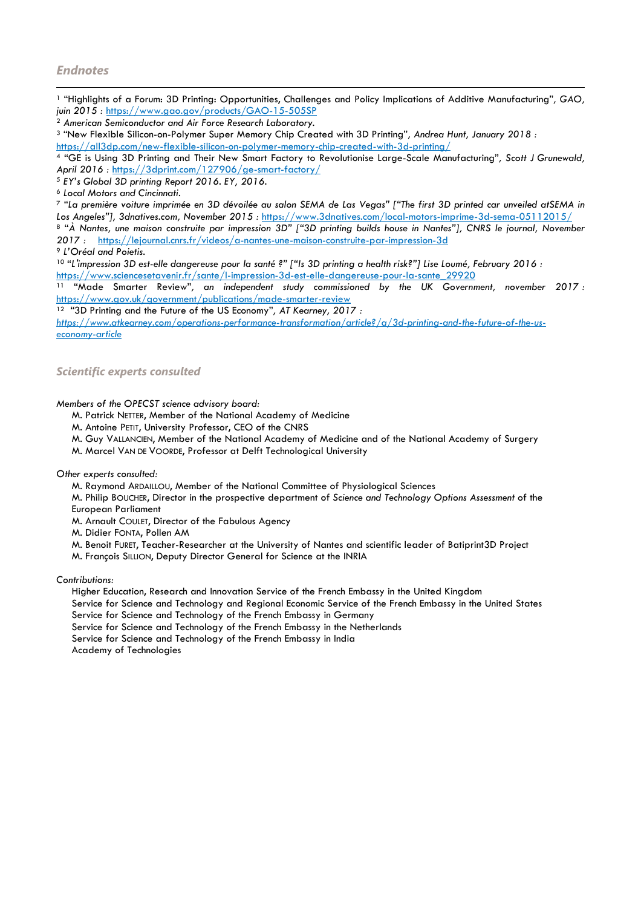## *Endnotes*

[1] "Highlights of a Forum: 3D Printing: Opportunities, Challenges and Policy Implications of Additive Manufacturing", *GAO, juin 2015 :* https://www.gao.gov/products/GAO-15-505SP

[2] *American Semiconductor and Air Force Research Laboratory.*

[3] "New Flexible Silicon-on-Polymer Super Memory Chip Created with 3D Printing", *Andrea Hunt, January 2018 :* https://all3dp.com/new-flexible-silicon-on-polymer-memory-chip-created-with-3d-printing/

[4] "GE is Using 3D Printing and Their New Smart Factory to Revolutionise Large-Scale Manufacturing", *Scott J Grunewald, April 2016 :* https://3dprint.com/127906/ge-smart-factory/

[5] *EY's Global 3D printing Report 2016. EY, 2016.*

[6] *Local Motors and Cincinnati.*

[7] *"La première voiture imprimée en 3D dévoilée au salon SEMA de Las Vegas" ["The first 3D printed car unveiled atSEMA in Los Angeles"], 3dnatives.com, November 2015 :* https://www.3dnatives.com/local-motors-imprime-3d-sema-05112015/

[8] *"À Nantes, une maison construite par impression 3D" ["3D printing builds house in Nantes"], CNRS le journal, November 2017 :* https://lejournal.cnrs.fr/videos/a-nantes-une-maison-construite-par-impression-3d

[9] *L'Oréal and Poietis.*

[10] *"L'impression 3D est-elle dangereuse pour la santé ?" ["Is 3D printing a health risk?"] Lise Loumé, February 2016 :* https://www.sciencesetavenir.fr/sante/l-impression-3d-est-elle-dangereuse-pour-la-sante_29920

[11] "Made Smarter Review", *an independent study commissioned by the UK Government, november 2017 :* https://www.gov.uk/government/publications/made-smarter-review

[12] "3D Printing and the Future of the US Economy", *AT Kearney, 2017 :* *https://www.atkearney.com/operations-performance-transformation/article?/a/3d-printing-and-the-future-of-the-us-economy-article*

## *Scientific experts consulted*

*Members of the OPECST science advisory board:*

- M. Patrick NETTER, Member of the National Academy of Medicine
- M. Antoine PETIT, University Professor, CEO of the CNRS
- M. Guy VALLANCIEN, Member of the National Academy of Medicine and of the National Academy of Surgery
- M. Marcel VAN DE VOORDE, Professor at Delft Technological University

*Other experts consulted:*

- M. Raymond ARDAILLOU, Member of the National Committee of Physiological Sciences
- M. Philip BOUCHER, Director in the prospective department of *Science and Technology Options Assessment* of the European Parliament
- M. Arnault COULET, Director of the Fabulous Agency
- M. Didier FONTA, Pollen AM
- M. Benoit FURET, Teacher-Researcher at the University of Nantes and scientific leader of Batiprint3D Project
- M. François SILLION, Deputy Director General for Science at the INRIA

*Contributions:*

- Higher Education, Research and Innovation Service of the French Embassy in the United Kingdom
- Service for Science and Technology and Regional Economic Service of the French Embassy in the United States
- Service for Science and Technology of the French Embassy in Germany
- Service for Science and Technology of the French Embassy in the Netherlands
- Service for Science and Technology of the French Embassy in India
- Academy of Technologies